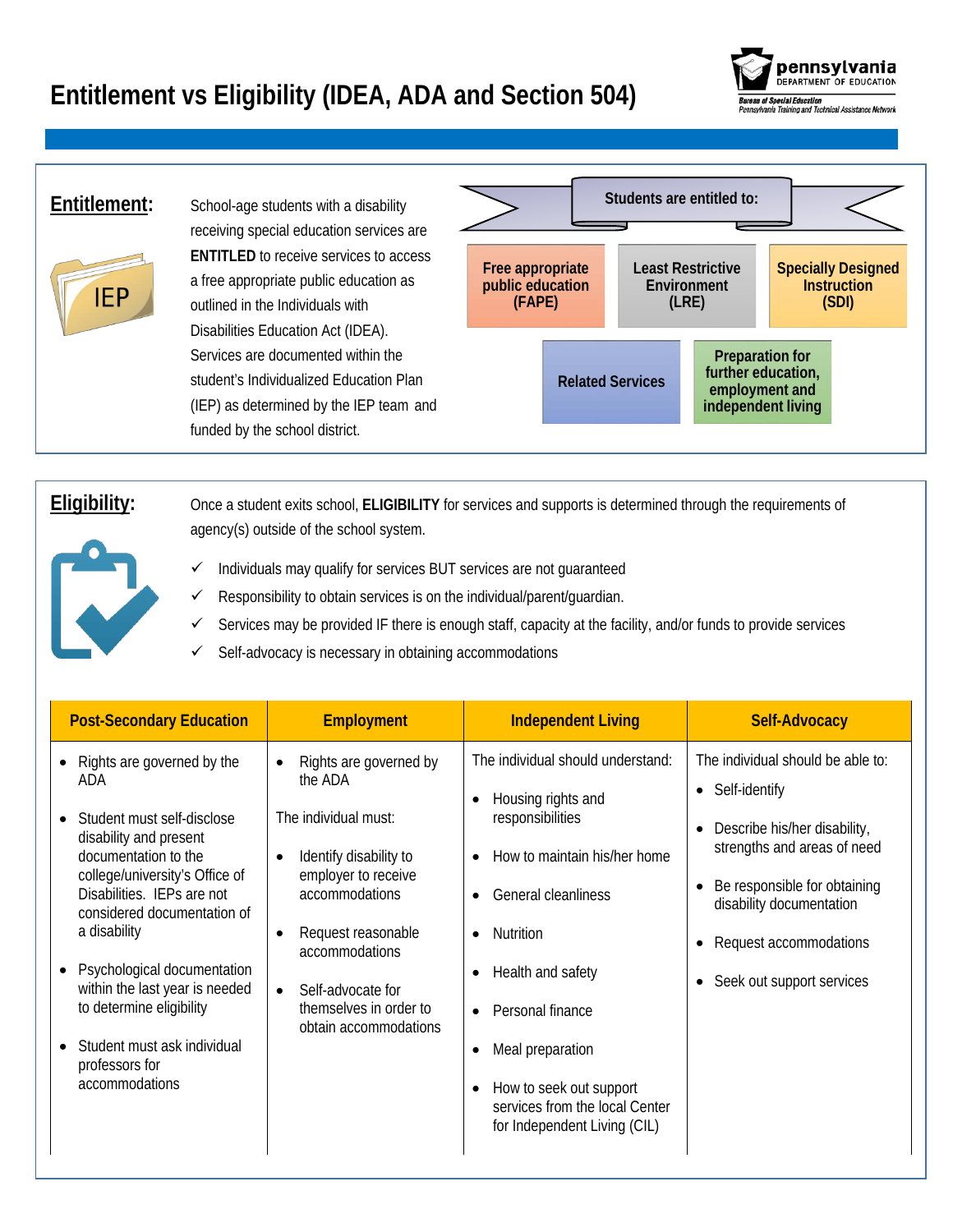# Entitlement vs Eligibility (IDEA, ADA and Section 504)

pennsylvania
DEPARTMENT OF EDUCATION
Bureau of Special Education
Pennsylvania Training and Technical Assistance Network

## Entitlement:

IEP

School-age students with a disability receiving special education services are **ENTITLED** to receive services to access a free appropriate public education as outlined in the Individuals with Disabilities Education Act (IDEA). Services are documented within the student's Individualized Education Plan (IEP) as determined by the IEP team and funded by the school district.

**Students are entitled to:**

- **Free appropriate public education (FAPE)**
- **Least Restrictive Environment (LRE)**
- **Specially Designed Instruction (SDI)**
- **Related Services**
- **Preparation for further education, employment and independent living**

## Eligibility:

Once a student exits school, **ELIGIBILITY** for services and supports is determined through the requirements of agency(s) outside of the school system.

- ✓ Individuals may qualify for services BUT services are not guaranteed
- ✓ Responsibility to obtain services is on the individual/parent/guardian.
- ✓ Services may be provided IF there is enough staff, capacity at the facility, and/or funds to provide services
- ✓ Self-advocacy is necessary in obtaining accommodations

| Post-Secondary Education | Employment | Independent Living | Self-Advocacy |
|---|---|---|---|
| • Rights are governed by the ADA<br>• Student must self-disclose disability and present documentation to the college/university's Office of Disabilities. IEPs are not considered documentation of a disability<br>• Psychological documentation within the last year is needed to determine eligibility<br>• Student must ask individual professors for accommodations | • Rights are governed by the ADA<br>The individual must:<br>• Identify disability to employer to receive accommodations<br>• Request reasonable accommodations<br>• Self-advocate for themselves in order to obtain accommodations | The individual should understand:<br>• Housing rights and responsibilities<br>• How to maintain his/her home<br>• General cleanliness<br>• Nutrition<br>• Health and safety<br>• Personal finance<br>• Meal preparation<br>• How to seek out support services from the local Center for Independent Living (CIL) | The individual should be able to:<br>• Self-identify<br>• Describe his/her disability, strengths and areas of need<br>• Be responsible for obtaining disability documentation<br>• Request accommodations<br>• Seek out support services |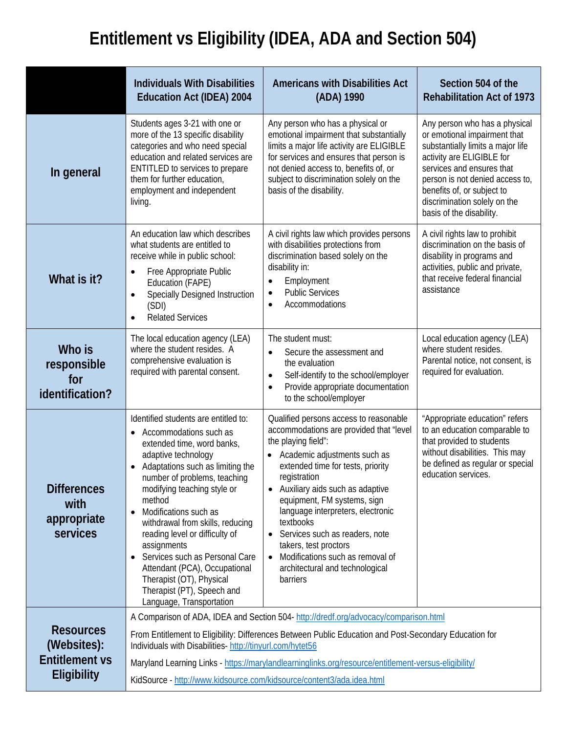# Entitlement vs Eligibility (IDEA, ADA and Section 504)

| | Individuals With Disabilities Education Act (IDEA) 2004 | Americans with Disabilities Act (ADA) 1990 | Section 504 of the Rehabilitation Act of 1973 |
|---|---|---|---|
| **In general** | Students ages 3-21 with one or more of the 13 specific disability categories and who need special education and related services are ENTITLED to services to prepare them for further education, employment and independent living. | Any person who has a physical or emotional impairment that substantially limits a major life activity are ELIGIBLE for services and ensures that person is not denied access to, benefits of, or subject to discrimination solely on the basis of the disability. | Any person who has a physical or emotional impairment that substantially limits a major life activity are ELIGIBLE for services and ensures that person is not denied access to, benefits of, or subject to discrimination solely on the basis of the disability. |
| **What is it?** | An education law which describes what students are entitled to receive while in public school: <br>• Free Appropriate Public Education (FAPE) <br>• Specially Designed Instruction (SDI) <br>• Related Services | A civil rights law which provides persons with disabilities protections from discrimination based solely on the disability in: <br>• Employment <br>• Public Services <br>• Accommodations | A civil rights law to prohibit discrimination on the basis of disability in programs and activities, public and private, that receive federal financial assistance |
| **Who is responsible for identification?** | The local education agency (LEA) where the student resides. A comprehensive evaluation is required with parental consent. | The student must: <br>• Secure the assessment and the evaluation <br>• Self-identify to the school/employer <br>• Provide appropriate documentation to the school/employer | Local education agency (LEA) where student resides. Parental notice, not consent, is required for evaluation. |
| **Differences with appropriate services** | Identified students are entitled to: <br>• Accommodations such as extended time, word banks, adaptive technology <br>• Adaptations such as limiting the number of problems, teaching modifying teaching style or method <br>• Modifications such as withdrawal from skills, reducing reading level or difficulty of assignments <br>• Services such as Personal Care Attendant (PCA), Occupational Therapist (OT), Physical Therapist (PT), Speech and Language, Transportation | Qualified persons access to reasonable accommodations are provided that "level the playing field": <br>• Academic adjustments such as extended time for tests, priority registration <br>• Auxiliary aids such as adaptive equipment, FM systems, sign language interpreters, electronic textbooks <br>• Services such as readers, note takers, test proctors <br>• Modifications such as removal of architectural and technological barriers | "Appropriate education" refers to an education comparable to that provided to students without disabilities. This may be defined as regular or special education services. |
| **Resources (Websites): Entitlement vs Eligibility** | A Comparison of ADA, IDEA and Section 504- http://dredf.org/advocacy/comparison.html <br><br>From Entitlement to Eligibility: Differences Between Public Education and Post-Secondary Education for Individuals with Disabilities- http://tinyurl.com/hytet56 <br><br>Maryland Learning Links - https://marylandlearninglinks.org/resource/entitlement-versus-eligibility/ <br><br>KidSource - http://www.kidsource.com/kidsource/content3/ada.idea.html | | |